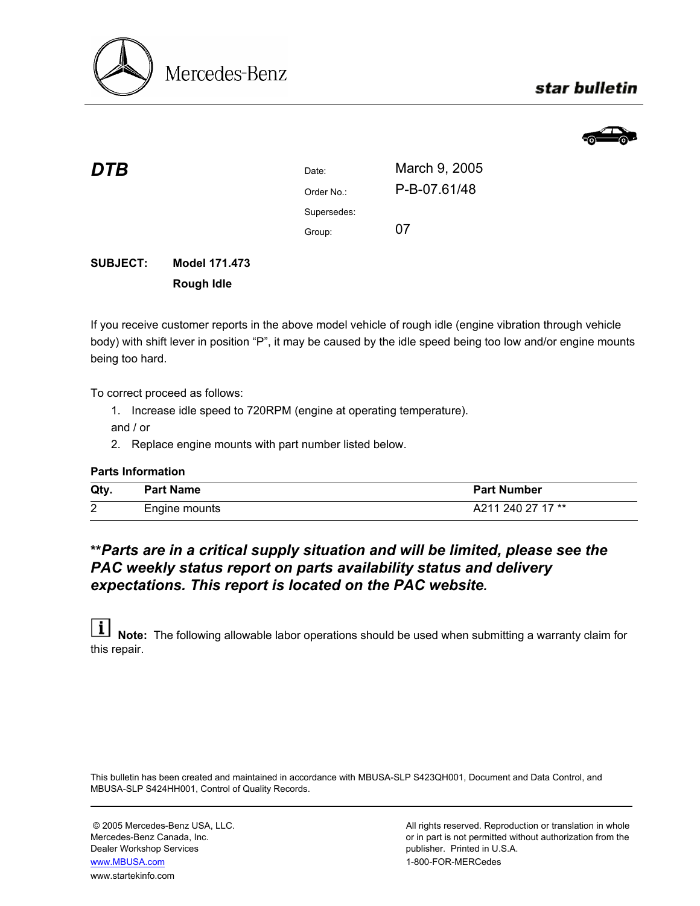Mercedes-Benz

**star bulletin**

# DTB

| | |
|---|---|
| Date: | March 9, 2005 |
| Order No.: | P-B-07.61/48 |
| Supersedes: | |
| Group: | 07 |

**SUBJECT:** **Model 171.473**
**Rough Idle**

If you receive customer reports in the above model vehicle of rough idle (engine vibration through vehicle body) with shift lever in position “P”, it may be caused by the idle speed being too low and/or engine mounts being too hard.

To correct proceed as follows:

1. Increase idle speed to 720RPM (engine at operating temperature).

and / or

2. Replace engine mounts with part number listed below.

**Parts Information**

| Qty. | Part Name | Part Number |
|---|---|---|
| 2 | Engine mounts | A211 240 27 17 ** |

***\*\*Parts are in a critical supply situation and will be limited, please see the PAC weekly status report on parts availability status and delivery expectations. This report is located on the PAC website.***

**Note:** The following allowable labor operations should be used when submitting a warranty claim for this repair.

This bulletin has been created and maintained in accordance with MBUSA-SLP S423QH001, Document and Data Control, and MBUSA-SLP S424HH001, Control of Quality Records.

© 2005 Mercedes-Benz USA, LLC.
Mercedes-Benz Canada, Inc.
Dealer Workshop Services
www.MBUSA.com
www.startekinfo.com

All rights reserved. Reproduction or translation in whole or in part is not permitted without authorization from the publisher. Printed in U.S.A.
1-800-FOR-MERCedes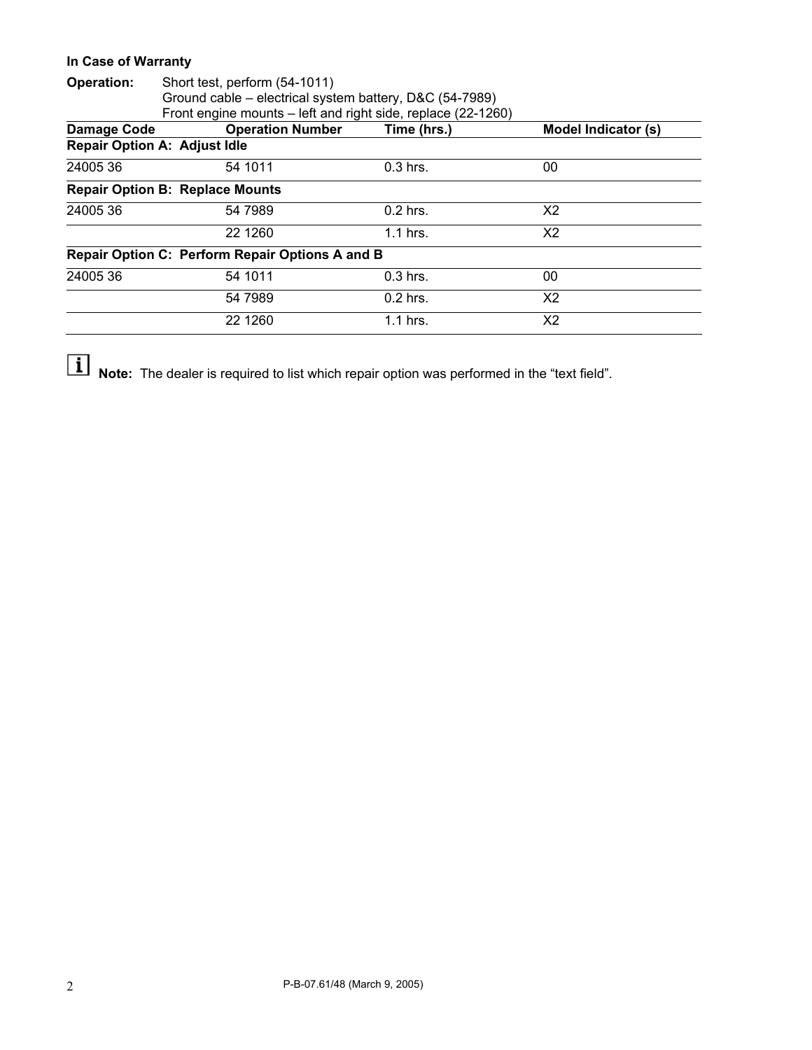**In Case of Warranty**

**Operation:** Short test, perform (54-1011)
Ground cable – electrical system battery, D&C (54-7989)
Front engine mounts – left and right side, replace (22-1260)

| Damage Code | Operation Number | Time (hrs.) | Model Indicator (s) |
|---|---|---|---|
| **Repair Option A: Adjust Idle** | | | |
| 24005 36 | 54 1011 | 0.3 hrs. | 00 |
| **Repair Option B: Replace Mounts** | | | |
| 24005 36 | 54 7989 | 0.2 hrs. | X2 |
| | 22 1260 | 1.1 hrs. | X2 |
| **Repair Option C: Perform Repair Options A and B** | | | |
| 24005 36 | 54 1011 | 0.3 hrs. | 00 |
| | 54 7989 | 0.2 hrs. | X2 |
| | 22 1260 | 1.1 hrs. | X2 |

**Note:** The dealer is required to list which repair option was performed in the "text field".

P-B-07.61/48 (March 9, 2005)